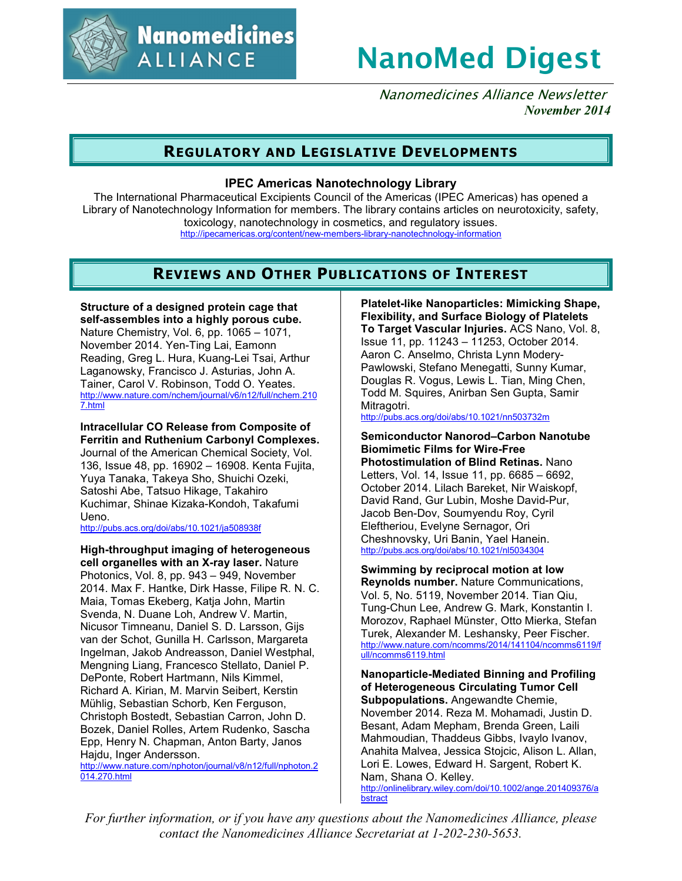# Nanomedicines ALLIANCE

# NanoMed Digest

*Nanomedicines Alliance Newsletter*
***November 2014***

## Regulatory and Legislative Developments

### IPEC Americas Nanotechnology Library

The International Pharmaceutical Excipients Council of the Americas (IPEC Americas) has opened a Library of Nanotechnology Information for members. The library contains articles on neurotoxicity, safety, toxicology, nanotechnology in cosmetics, and regulatory issues.
http://ipecamericas.org/content/new-members-library-nanotechnology-information

## Reviews and Other Publications of Interest

**Structure of a designed protein cage that self-assembles into a highly porous cube.** Nature Chemistry, Vol. 6, pp. 1065 – 1071, November 2014. Yen-Ting Lai, Eamonn Reading, Greg L. Hura, Kuang-Lei Tsai, Arthur Laganowsky, Francisco J. Asturias, John A. Tainer, Carol V. Robinson, Todd O. Yeates.
http://www.nature.com/nchem/journal/v6/n12/full/nchem.2107.html

**Intracellular CO Release from Composite of Ferritin and Ruthenium Carbonyl Complexes.** Journal of the American Chemical Society, Vol. 136, Issue 48, pp. 16902 – 16908. Kenta Fujita, Yuya Tanaka, Takeya Sho, Shuichi Ozeki, Satoshi Abe, Tatsuo Hikage, Takahiro Kuchimar, Shinae Kizaka-Kondoh, Takafumi Ueno.
http://pubs.acs.org/doi/abs/10.1021/ja508938f

**High-throughput imaging of heterogeneous cell organelles with an X-ray laser.** Nature Photonics, Vol. 8, pp. 943 – 949, November 2014. Max F. Hantke, Dirk Hasse, Filipe R. N. C. Maia, Tomas Ekeberg, Katja John, Martin Svenda, N. Duane Loh, Andrew V. Martin, Nicusor Timneanu, Daniel S. D. Larsson, Gijs van der Schot, Gunilla H. Carlsson, Margareta Ingelman, Jakob Andreasson, Daniel Westphal, Mengning Liang, Francesco Stellato, Daniel P. DePonte, Robert Hartmann, Nils Kimmel, Richard A. Kirian, M. Marvin Seibert, Kerstin Mühlig, Sebastian Schorb, Ken Ferguson, Christoph Bostedt, Sebastian Carron, John D. Bozek, Daniel Rolles, Artem Rudenko, Sascha Epp, Henry N. Chapman, Anton Barty, Janos Hajdu, Inger Andersson.
http://www.nature.com/nphoton/journal/v8/n12/full/nphoton.2014.270.html

**Platelet-like Nanoparticles: Mimicking Shape, Flexibility, and Surface Biology of Platelets To Target Vascular Injuries.** ACS Nano, Vol. 8, Issue 11, pp. 11243 – 11253, October 2014. Aaron C. Anselmo, Christa Lynn Modery-Pawlowski, Stefano Menegatti, Sunny Kumar, Douglas R. Vogus, Lewis L. Tian, Ming Chen, Todd M. Squires, Anirban Sen Gupta, Samir Mitragotri.
http://pubs.acs.org/doi/abs/10.1021/nn503732m

**Semiconductor Nanorod–Carbon Nanotube Biomimetic Films for Wire-Free Photostimulation of Blind Retinas.** Nano Letters, Vol. 14, Issue 11, pp. 6685 – 6692, October 2014. Lilach Bareket, Nir Waiskopf, David Rand, Gur Lubin, Moshe David-Pur, Jacob Ben-Dov, Soumyendu Roy, Cyril Eleftheriou, Evelyne Sernagor, Ori Cheshnovsky, Uri Banin, Yael Hanein.
http://pubs.acs.org/doi/abs/10.1021/nl5034304

**Swimming by reciprocal motion at low Reynolds number.** Nature Communications, Vol. 5, No. 5119, November 2014. Tian Qiu, Tung-Chun Lee, Andrew G. Mark, Konstantin I. Morozov, Raphael Münster, Otto Mierka, Stefan Turek, Alexander M. Leshansky, Peer Fischer.
http://www.nature.com/ncomms/2014/141104/ncomms6119/full/ncomms6119.html

**Nanoparticle-Mediated Binning and Profiling of Heterogeneous Circulating Tumor Cell Subpopulations.** Angewandte Chemie, November 2014. Reza M. Mohamadi, Justin D. Besant, Adam Mepham, Brenda Green, Laili Mahmoudian, Thaddeus Gibbs, Ivaylo Ivanov, Anahita Malvea, Jessica Stojcic, Alison L. Allan, Lori E. Lowes, Edward H. Sargent, Robert K. Nam, Shana O. Kelley.
http://onlinelibrary.wiley.com/doi/10.1002/ange.201409376/abstract

*For further information, or if you have any questions about the Nanomedicines Alliance, please contact the Nanomedicines Alliance Secretariat at 1-202-230-5653.*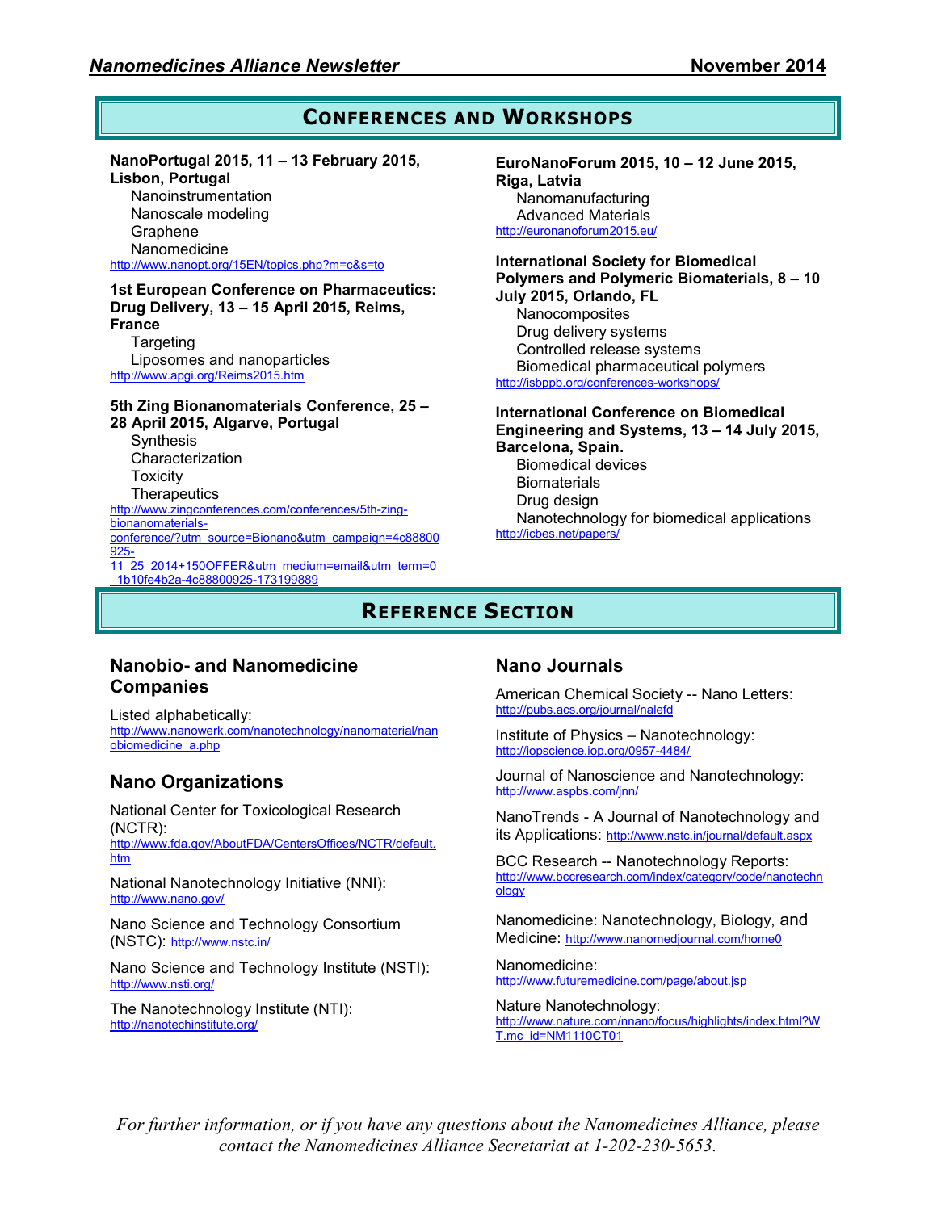## Conferences and Workshops

**NanoPortugal 2015, 11 – 13 February 2015, Lisbon, Portugal**

Nanoinstrumentation
Nanoscale modeling
Graphene
Nanomedicine

http://www.nanopt.org/15EN/topics.php?m=c&s=to

**1st European Conference on Pharmaceutics: Drug Delivery, 13 – 15 April 2015, Reims, France**

Targeting
Liposomes and nanoparticles

http://www.apgi.org/Reims2015.htm

**5th Zing Bionanomaterials Conference, 25 – 28 April 2015, Algarve, Portugal**

Synthesis
Characterization
Toxicity
Therapeutics

http://www.zingconferences.com/conferences/5th-zing-bionanomaterials-conference/?utm_source=Bionano&utm_campaign=4c88800925-11_25_2014+150OFFER&utm_medium=email&utm_term=0_1b10fe4b2a-4c88800925-173199889

**EuroNanoForum 2015, 10 – 12 June 2015, Riga, Latvia**

Nanomanufacturing
Advanced Materials

http://euronanoforum2015.eu/

**International Society for Biomedical Polymers and Polymeric Biomaterials, 8 – 10 July 2015, Orlando, FL**

Nanocomposites
Drug delivery systems
Controlled release systems
Biomedical pharmaceutical polymers

http://isbppb.org/conferences-workshops/

**International Conference on Biomedical Engineering and Systems, 13 – 14 July 2015, Barcelona, Spain.**

Biomedical devices
Biomaterials
Drug design
Nanotechnology for biomedical applications

http://icbes.net/papers/

## Reference Section

### Nanobio- and Nanomedicine Companies

Listed alphabetically:
http://www.nanowerk.com/nanotechnology/nanomaterial/nanobiomedicine_a.php

### Nano Organizations

National Center for Toxicological Research (NCTR):
http://www.fda.gov/AboutFDA/CentersOffices/NCTR/default.htm

National Nanotechnology Initiative (NNI):
http://www.nano.gov/

Nano Science and Technology Consortium (NSTC): http://www.nstc.in/

Nano Science and Technology Institute (NSTI):
http://www.nsti.org/

The Nanotechnology Institute (NTI):
http://nanotechinstitute.org/

### Nano Journals

American Chemical Society -- Nano Letters:
http://pubs.acs.org/journal/nalefd

Institute of Physics – Nanotechnology:
http://iopscience.iop.org/0957-4484/

Journal of Nanoscience and Nanotechnology:
http://www.aspbs.com/jnn/

NanoTrends - A Journal of Nanotechnology and its Applications: http://www.nstc.in/journal/default.aspx

BCC Research -- Nanotechnology Reports:
http://www.bccresearch.com/index/category/code/nanotechnology

Nanomedicine: Nanotechnology, Biology, and Medicine: http://www.nanomedjournal.com/home0

Nanomedicine:
http://www.futuremedicine.com/page/about.jsp

Nature Nanotechnology:
http://www.nature.com/nnano/focus/highlights/index.html?WT.mc_id=NM1110CT01

*For further information, or if you have any questions about the Nanomedicines Alliance, please contact the Nanomedicines Alliance Secretariat at 1-202-230-5653.*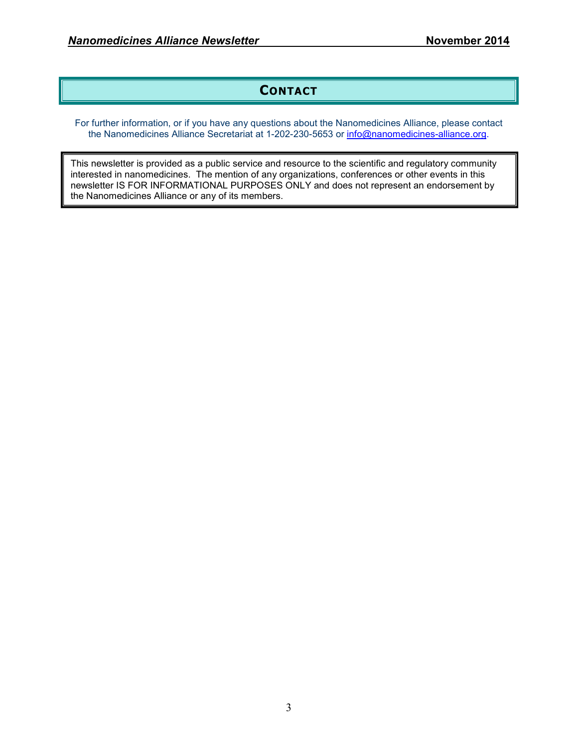## CONTACT

For further information, or if you have any questions about the Nanomedicines Alliance, please contact the Nanomedicines Alliance Secretariat at 1-202-230-5653 or info@nanomedicines-alliance.org.

This newsletter is provided as a public service and resource to the scientific and regulatory community interested in nanomedicines. The mention of any organizations, conferences or other events in this newsletter IS FOR INFORMATIONAL PURPOSES ONLY and does not represent an endorsement by the Nanomedicines Alliance or any of its members.